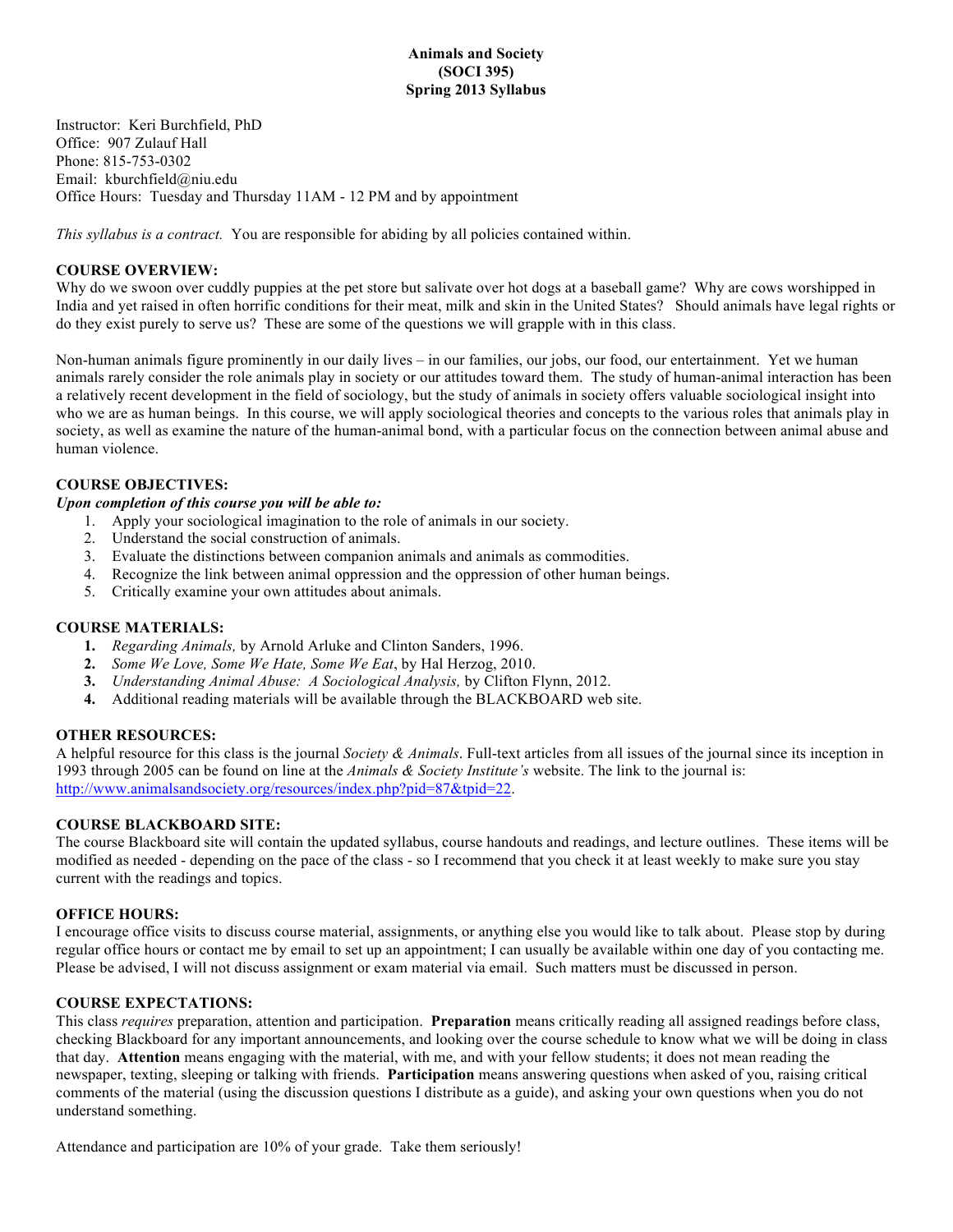**Animals and Society**
**(SOCI 395)**
**Spring 2013 Syllabus**

Instructor: Keri Burchfield, PhD
Office: 907 Zulauf Hall
Phone: 815-753-0302
Email: kburchfield@niu.edu
Office Hours: Tuesday and Thursday 11AM - 12 PM and by appointment

*This syllabus is a contract.* You are responsible for abiding by all policies contained within.

**COURSE OVERVIEW:**
Why do we swoon over cuddly puppies at the pet store but salivate over hot dogs at a baseball game? Why are cows worshipped in India and yet raised in often horrific conditions for their meat, milk and skin in the United States? Should animals have legal rights or do they exist purely to serve us? These are some of the questions we will grapple with in this class.

Non-human animals figure prominently in our daily lives – in our families, our jobs, our food, our entertainment. Yet we human animals rarely consider the role animals play in society or our attitudes toward them. The study of human-animal interaction has been a relatively recent development in the field of sociology, but the study of animals in society offers valuable sociological insight into who we are as human beings. In this course, we will apply sociological theories and concepts to the various roles that animals play in society, as well as examine the nature of the human-animal bond, with a particular focus on the connection between animal abuse and human violence.

**COURSE OBJECTIVES:**
***Upon completion of this course you will be able to:***

1. Apply your sociological imagination to the role of animals in our society.
2. Understand the social construction of animals.
3. Evaluate the distinctions between companion animals and animals as commodities.
4. Recognize the link between animal oppression and the oppression of other human beings.
5. Critically examine your own attitudes about animals.

**COURSE MATERIALS:**

1. *Regarding Animals,* by Arnold Arluke and Clinton Sanders, 1996.
2. *Some We Love, Some We Hate, Some We Eat*, by Hal Herzog, 2010.
3. *Understanding Animal Abuse: A Sociological Analysis,* by Clifton Flynn, 2012.
4. Additional reading materials will be available through the BLACKBOARD web site.

**OTHER RESOURCES:**
A helpful resource for this class is the journal *Society & Animals*. Full-text articles from all issues of the journal since its inception in 1993 through 2005 can be found on line at the *Animals & Society Institute's* website. The link to the journal is: http://www.animalsandsociety.org/resources/index.php?pid=87&tpid=22.

**COURSE BLACKBOARD SITE:**
The course Blackboard site will contain the updated syllabus, course handouts and readings, and lecture outlines. These items will be modified as needed - depending on the pace of the class - so I recommend that you check it at least weekly to make sure you stay current with the readings and topics.

**OFFICE HOURS:**
I encourage office visits to discuss course material, assignments, or anything else you would like to talk about. Please stop by during regular office hours or contact me by email to set up an appointment; I can usually be available within one day of you contacting me. Please be advised, I will not discuss assignment or exam material via email. Such matters must be discussed in person.

**COURSE EXPECTATIONS:**
This class *requires* preparation, attention and participation. **Preparation** means critically reading all assigned readings before class, checking Blackboard for any important announcements, and looking over the course schedule to know what we will be doing in class that day. **Attention** means engaging with the material, with me, and with your fellow students; it does not mean reading the newspaper, texting, sleeping or talking with friends. **Participation** means answering questions when asked of you, raising critical comments of the material (using the discussion questions I distribute as a guide), and asking your own questions when you do not understand something.

Attendance and participation are 10% of your grade. Take them seriously!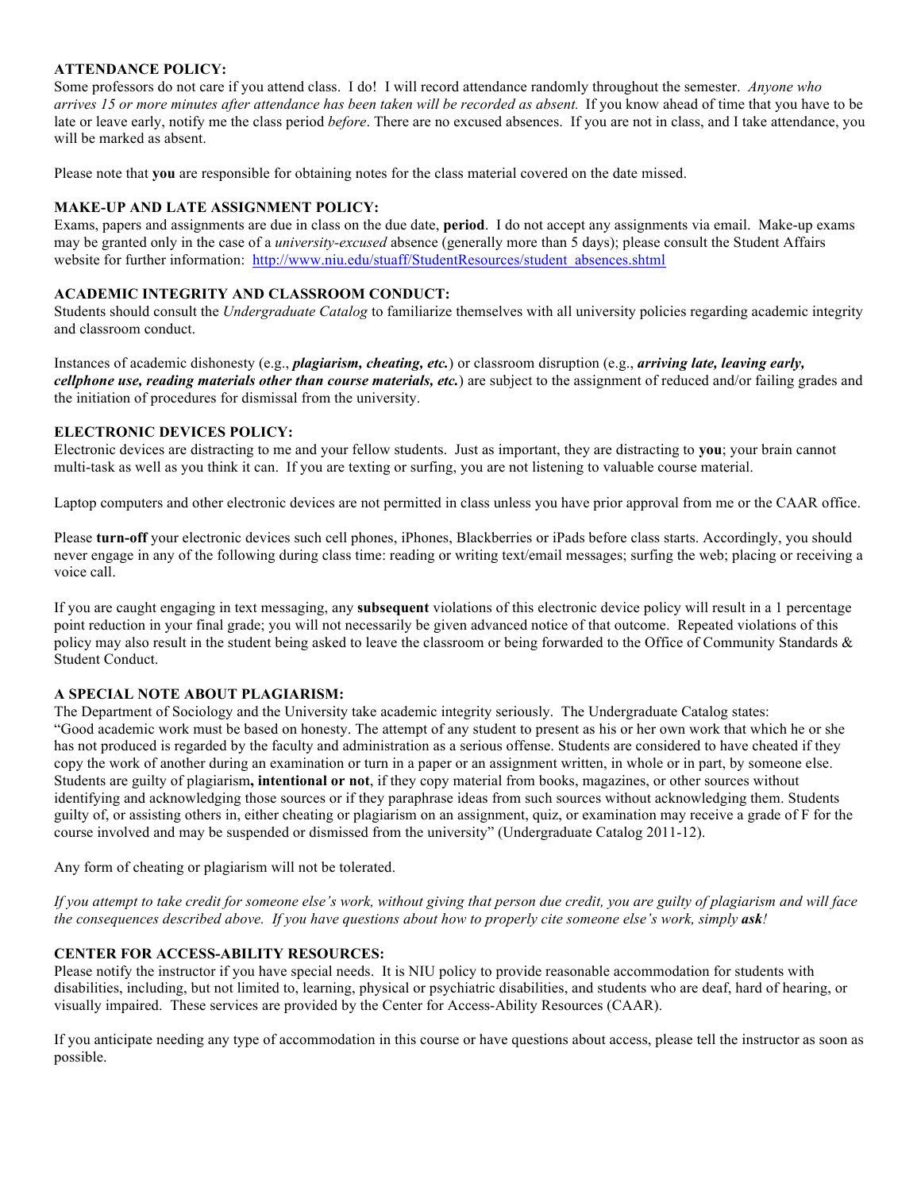## ATTENDANCE POLICY:

Some professors do not care if you attend class. I do! I will record attendance randomly throughout the semester. *Anyone who arrives 15 or more minutes after attendance has been taken will be recorded as absent.* If you know ahead of time that you have to be late or leave early, notify me the class period *before*. There are no excused absences. If you are not in class, and I take attendance, you will be marked as absent.

Please note that **you** are responsible for obtaining notes for the class material covered on the date missed.

## MAKE-UP AND LATE ASSIGNMENT POLICY:

Exams, papers and assignments are due in class on the due date, **period**. I do not accept any assignments via email. Make-up exams may be granted only in the case of a *university-excused* absence (generally more than 5 days); please consult the Student Affairs website for further information: http://www.niu.edu/stuaff/StudentResources/student_absences.shtml

## ACADEMIC INTEGRITY AND CLASSROOM CONDUCT:

Students should consult the *Undergraduate Catalog* to familiarize themselves with all university policies regarding academic integrity and classroom conduct.

Instances of academic dishonesty (e.g., ***plagiarism, cheating, etc.***) or classroom disruption (e.g., ***arriving late, leaving early, cellphone use, reading materials other than course materials, etc.***) are subject to the assignment of reduced and/or failing grades and the initiation of procedures for dismissal from the university.

## ELECTRONIC DEVICES POLICY:

Electronic devices are distracting to me and your fellow students. Just as important, they are distracting to **you**; your brain cannot multi-task as well as you think it can. If you are texting or surfing, you are not listening to valuable course material.

Laptop computers and other electronic devices are not permitted in class unless you have prior approval from me or the CAAR office.

Please **turn-off** your electronic devices such cell phones, iPhones, Blackberries or iPads before class starts. Accordingly, you should never engage in any of the following during class time: reading or writing text/email messages; surfing the web; placing or receiving a voice call.

If you are caught engaging in text messaging, any **subsequent** violations of this electronic device policy will result in a 1 percentage point reduction in your final grade; you will not necessarily be given advanced notice of that outcome. Repeated violations of this policy may also result in the student being asked to leave the classroom or being forwarded to the Office of Community Standards & Student Conduct.

## A SPECIAL NOTE ABOUT PLAGIARISM:

The Department of Sociology and the University take academic integrity seriously. The Undergraduate Catalog states: "Good academic work must be based on honesty. The attempt of any student to present as his or her own work that which he or she has not produced is regarded by the faculty and administration as a serious offense. Students are considered to have cheated if they copy the work of another during an examination or turn in a paper or an assignment written, in whole or in part, by someone else. Students are guilty of plagiarism**, intentional or not**, if they copy material from books, magazines, or other sources without identifying and acknowledging those sources or if they paraphrase ideas from such sources without acknowledging them. Students guilty of, or assisting others in, either cheating or plagiarism on an assignment, quiz, or examination may receive a grade of F for the course involved and may be suspended or dismissed from the university" (Undergraduate Catalog 2011-12).

Any form of cheating or plagiarism will not be tolerated.

*If you attempt to take credit for someone else's work, without giving that person due credit, you are guilty of plagiarism and will face the consequences described above. If you have questions about how to properly cite someone else's work, simply **ask**!*

## CENTER FOR ACCESS-ABILITY RESOURCES:

Please notify the instructor if you have special needs. It is NIU policy to provide reasonable accommodation for students with disabilities, including, but not limited to, learning, physical or psychiatric disabilities, and students who are deaf, hard of hearing, or visually impaired. These services are provided by the Center for Access-Ability Resources (CAAR).

If you anticipate needing any type of accommodation in this course or have questions about access, please tell the instructor as soon as possible.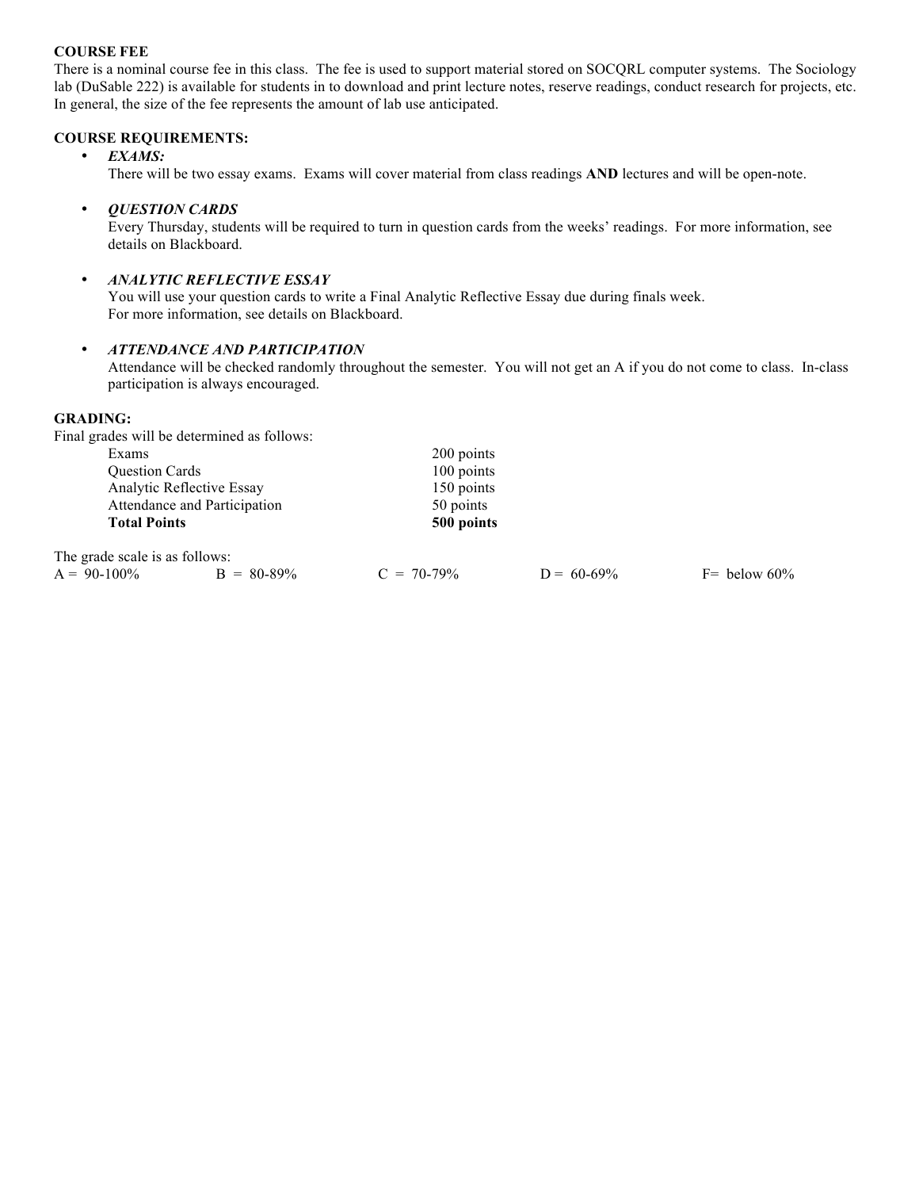**COURSE FEE**

There is a nominal course fee in this class. The fee is used to support material stored on SOCQRL computer systems. The Sociology lab (DuSable 222) is available for students in to download and print lecture notes, reserve readings, conduct research for projects, etc. In general, the size of the fee represents the amount of lab use anticipated.

**COURSE REQUIREMENTS:**

- ***EXAMS:***
  There will be two essay exams. Exams will cover material from class readings **AND** lectures and will be open-note.

- ***QUESTION CARDS***
  Every Thursday, students will be required to turn in question cards from the weeks' readings. For more information, see details on Blackboard.

- ***ANALYTIC REFLECTIVE ESSAY***
  You will use your question cards to write a Final Analytic Reflective Essay due during finals week.
  For more information, see details on Blackboard.

- ***ATTENDANCE AND PARTICIPATION***
  Attendance will be checked randomly throughout the semester. You will not get an A if you do not come to class. In-class participation is always encouraged.

**GRADING:**

Final grades will be determined as follows:

| | |
|---|---|
| Exams | 200 points |
| Question Cards | 100 points |
| Analytic Reflective Essay | 150 points |
| Attendance and Participation | 50 points |
| **Total Points** | **500 points** |

The grade scale is as follows:

| | | | | |
|---|---|---|---|---|
| A = 90-100% | B = 80-89% | C = 70-79% | D = 60-69% | F= below 60% |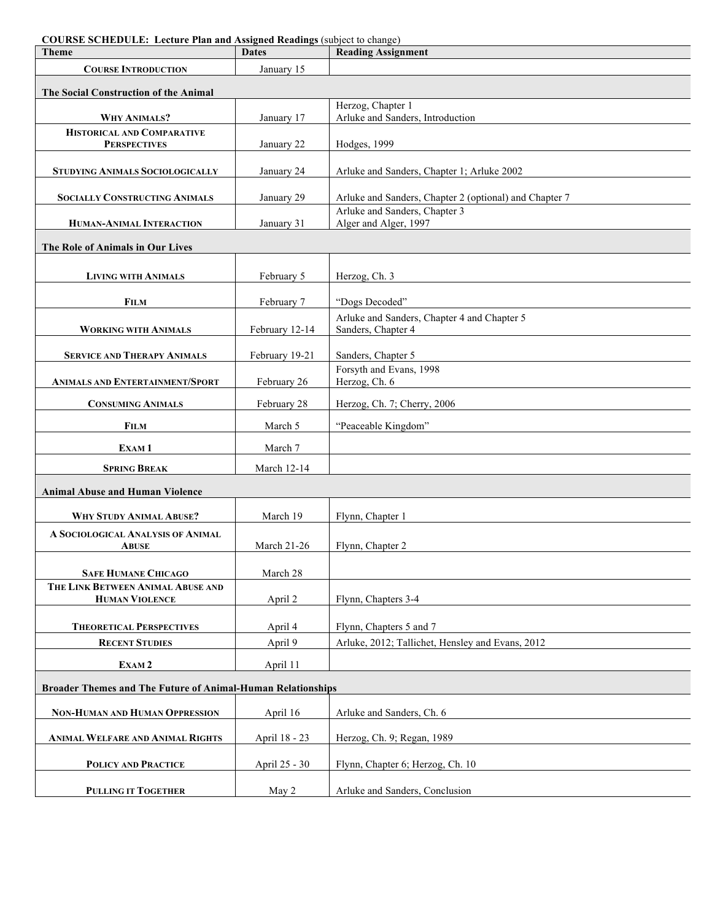**COURSE SCHEDULE: Lecture Plan and Assigned Readings** (subject to change)

| Theme | Dates | Reading Assignment |
|---|---|---|
| **Course Introduction** | January 15 | |
| **The Social Construction of the Animal** | | |
| **Why Animals?** | January 17 | Herzog, Chapter 1<br>Arluke and Sanders, Introduction |
| **Historical and Comparative Perspectives** | January 22 | Hodges, 1999 |
| **Studying Animals Sociologically** | January 24 | Arluke and Sanders, Chapter 1; Arluke 2002 |
| **Socially Constructing Animals** | January 29 | Arluke and Sanders, Chapter 2 (optional) and Chapter 7 |
| **Human-Animal Interaction** | January 31 | Arluke and Sanders, Chapter 3<br>Alger and Alger, 1997 |
| **The Role of Animals in Our Lives** | | |
| **Living with Animals** | February 5 | Herzog, Ch. 3 |
| **Film** | February 7 | "Dogs Decoded" |
| **Working with Animals** | February 12-14 | Arluke and Sanders, Chapter 4 and Chapter 5<br>Sanders, Chapter 4 |
| **Service and Therapy Animals** | February 19-21 | Sanders, Chapter 5 |
| **Animals and Entertainment/Sport** | February 26 | Forsyth and Evans, 1998<br>Herzog, Ch. 6 |
| **Consuming Animals** | February 28 | Herzog, Ch. 7; Cherry, 2006 |
| **Film** | March 5 | "Peaceable Kingdom" |
| **Exam 1** | March 7 | |
| **Spring Break** | March 12-14 | |
| **Animal Abuse and Human Violence** | | |
| **Why Study Animal Abuse?** | March 19 | Flynn, Chapter 1 |
| **A Sociological Analysis of Animal Abuse** | March 21-26 | Flynn, Chapter 2 |
| **Safe Humane Chicago** | March 28 | |
| **The Link Between Animal Abuse and Human Violence** | April 2 | Flynn, Chapters 3-4 |
| **Theoretical Perspectives** | April 4 | Flynn, Chapters 5 and 7 |
| **Recent Studies** | April 9 | Arluke, 2012; Tallichet, Hensley and Evans, 2012 |
| **Exam 2** | April 11 | |
| **Broader Themes and The Future of Animal-Human Relationships** | | |
| **Non-Human and Human Oppression** | April 16 | Arluke and Sanders, Ch. 6 |
| **Animal Welfare and Animal Rights** | April 18 - 23 | Herzog, Ch. 9; Regan, 1989 |
| **Policy and Practice** | April 25 - 30 | Flynn, Chapter 6; Herzog, Ch. 10 |
| **Pulling it Together** | May 2 | Arluke and Sanders, Conclusion |